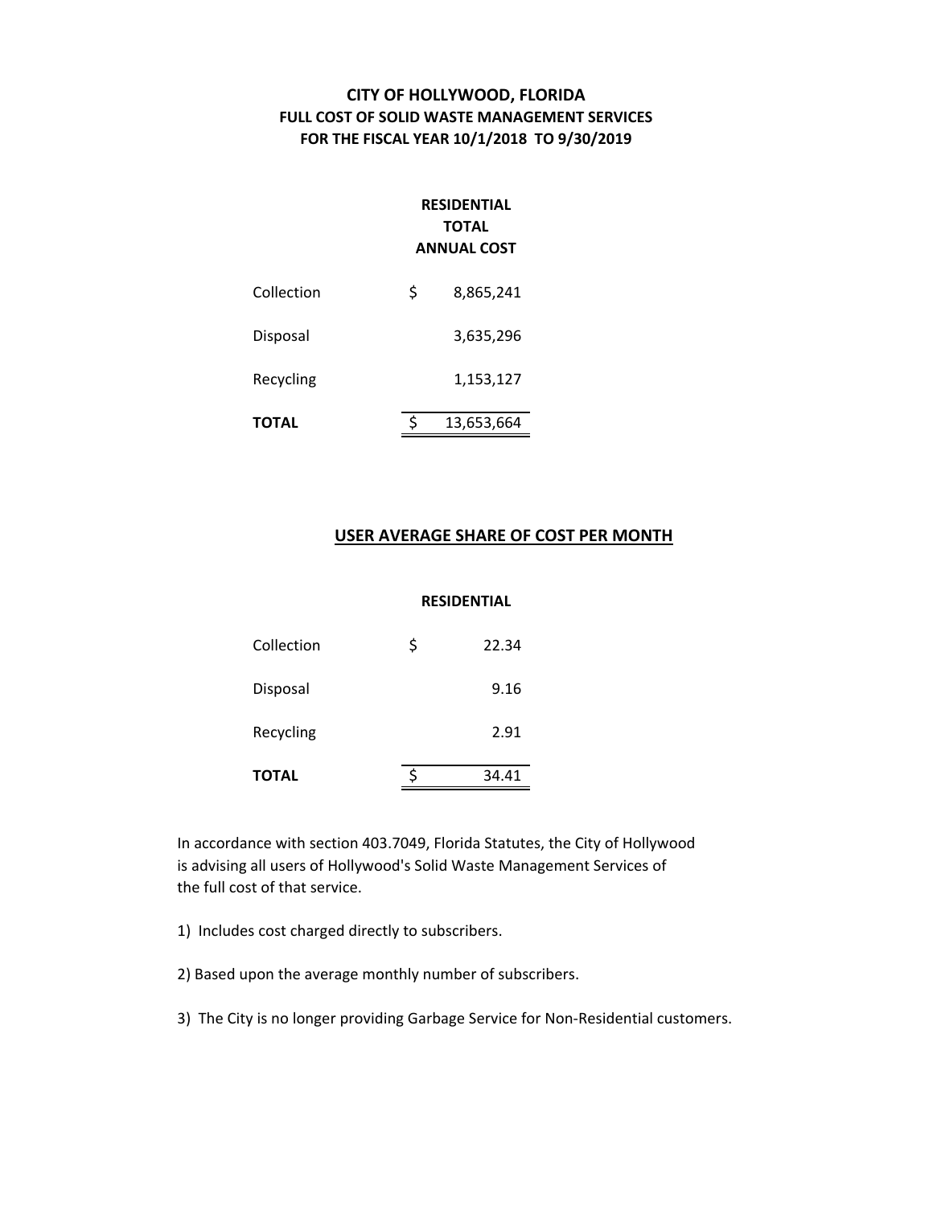# CITY OF HOLLYWOOD, FLORIDA
## FULL COST OF SOLID WASTE MANAGEMENT SERVICES
## FOR THE FISCAL YEAR 10/1/2018 TO 9/30/2019

| | RESIDENTIAL TOTAL ANNUAL COST |
|---|---|
| Collection | $ 8,865,241 |
| Disposal | 3,635,296 |
| Recycling | 1,153,127 |
| **TOTAL** | $ 13,653,664 |

## USER AVERAGE SHARE OF COST PER MONTH

| | RESIDENTIAL |
|---|---|
| Collection | $ 22.34 |
| Disposal | 9.16 |
| Recycling | 2.91 |
| **TOTAL** | $ 34.41 |

In accordance with section 403.7049, Florida Statutes, the City of Hollywood is advising all users of Hollywood's Solid Waste Management Services of the full cost of that service.

1) Includes cost charged directly to subscribers.

2) Based upon the average monthly number of subscribers.

3) The City is no longer providing Garbage Service for Non-Residential customers.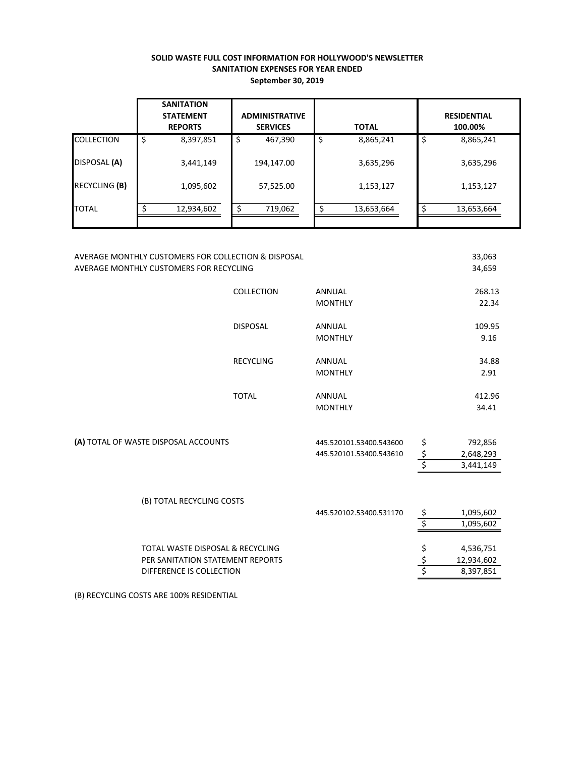**SOLID WASTE FULL COST INFORMATION FOR HOLLYWOOD'S NEWSLETTER**
**SANITATION EXPENSES FOR YEAR ENDED**
**September 30, 2019**

| | SANITATION STATEMENT REPORTS | ADMINISTRATIVE SERVICES | TOTAL | RESIDENTIAL 100.00% |
|---|---|---|---|---|
| COLLECTION | $ 8,397,851 | $ 467,390 | $ 8,865,241 | $ 8,865,241 |
| DISPOSAL **(A)** | 3,441,149 | 194,147.00 | 3,635,296 | 3,635,296 |
| RECYCLING **(B)** | 1,095,602 | 57,525.00 | 1,153,127 | 1,153,127 |
| TOTAL | $ 12,934,602 | $ 719,062 | $ 13,653,664 | $ 13,653,664 |

| | | | |
|---|---|---|---|
| AVERAGE MONTHLY CUSTOMERS FOR COLLECTION & DISPOSAL | | | 33,063 |
| AVERAGE MONTHLY CUSTOMERS FOR RECYCLING | | | 34,659 |
| | COLLECTION | ANNUAL | 268.13 |
| | | MONTHLY | 22.34 |
| | DISPOSAL | ANNUAL | 109.95 |
| | | MONTHLY | 9.16 |
| | RECYCLING | ANNUAL | 34.88 |
| | | MONTHLY | 2.91 |
| | TOTAL | ANNUAL | 412.96 |
| | | MONTHLY | 34.41 |

| | | |
|---|---|---|
| **(A)** TOTAL OF WASTE DISPOSAL ACCOUNTS | 445.520101.53400.543600 | $ 792,856 |
| | 445.520101.53400.543610 | $ 2,648,293 |
| | | $ 3,441,149 |
| (B) TOTAL RECYCLING COSTS | | |
| | 445.520102.53400.531170 | $ 1,095,602 |
| | | $ 1,095,602 |
| TOTAL WASTE DISPOSAL & RECYCLING | | $ 4,536,751 |
| PER SANITATION STATEMENT REPORTS | | $ 12,934,602 |
| DIFFERENCE IS COLLECTION | | $ 8,397,851 |

(B) RECYCLING COSTS ARE 100% RESIDENTIAL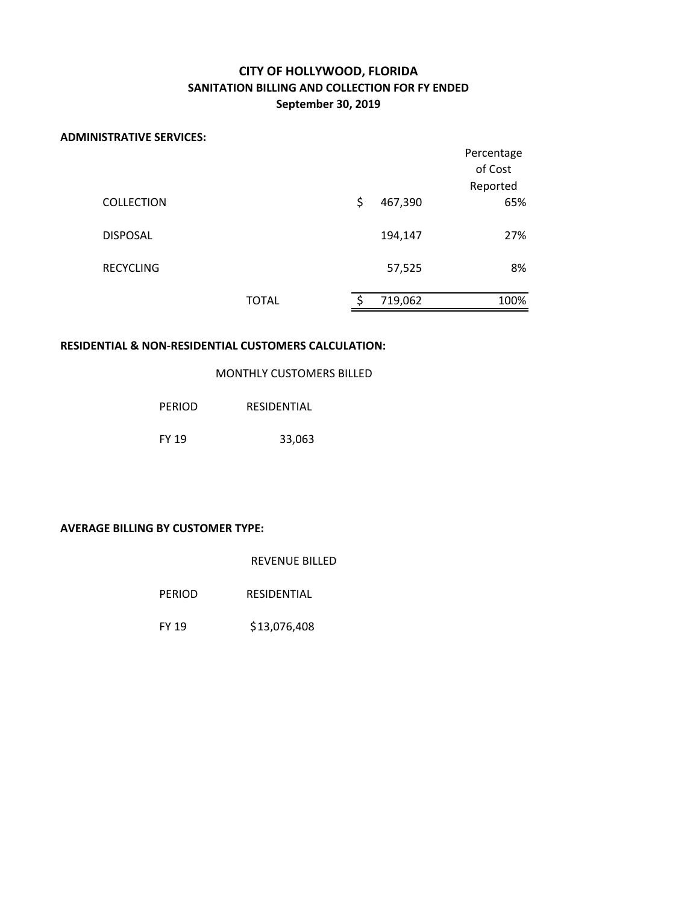# CITY OF HOLLYWOOD, FLORIDA
## SANITATION BILLING AND COLLECTION FOR FY ENDED
## September 30, 2019

**ADMINISTRATIVE SERVICES:**

| | | | Percentage of Cost Reported |
|---|---|---|---|
| COLLECTION | | $ 467,390 | 65% |
| DISPOSAL | | 194,147 | 27% |
| RECYCLING | | 57,525 | 8% |
| | TOTAL | $ 719,062 | 100% |

**RESIDENTIAL & NON-RESIDENTIAL CUSTOMERS CALCULATION:**

| MONTHLY CUSTOMERS BILLED | |
|---|---|
| PERIOD | RESIDENTIAL |
| FY 19 | 33,063 |

**AVERAGE BILLING BY CUSTOMER TYPE:**

| REVENUE BILLED | |
|---|---|
| PERIOD | RESIDENTIAL |
| FY 19 | $13,076,408 |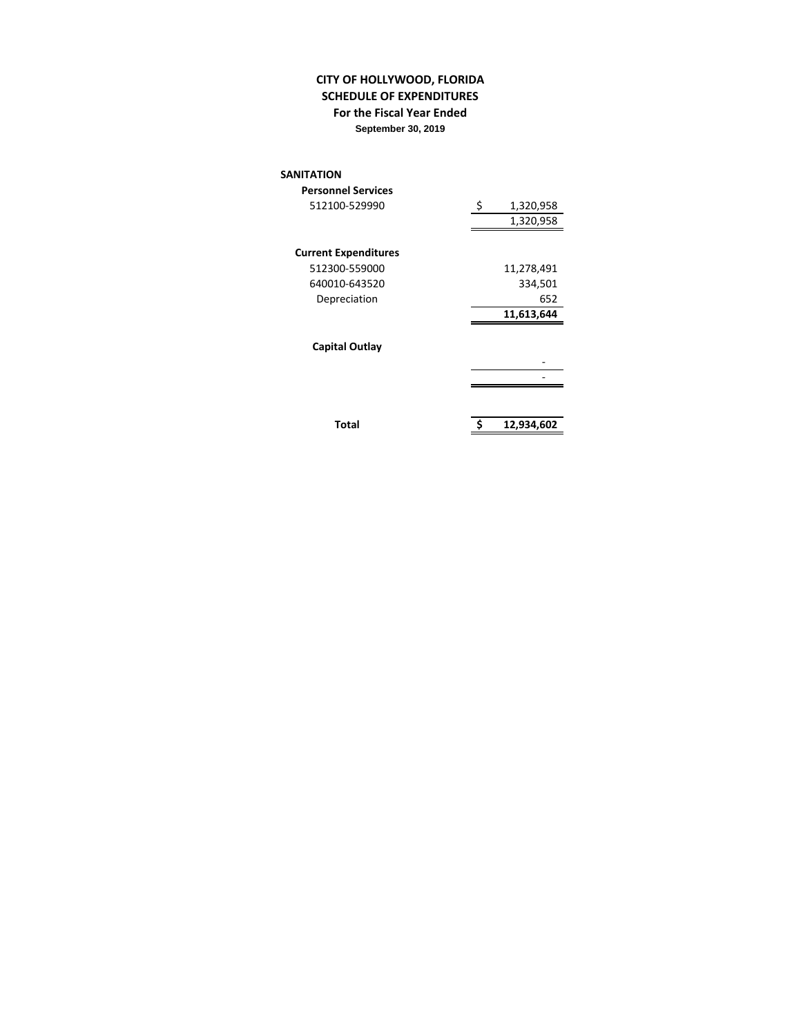# CITY OF HOLLYWOOD, FLORIDA
## SCHEDULE OF EXPENDITURES
### For the Fiscal Year Ended
**September 30, 2019**

| | |
|---|---|
| **SANITATION** | |
| **Personnel Services** | |
| 512100-529990 | $ 1,320,958 |
| | 1,320,958 |
| **Current Expenditures** | |
| 512300-559000 | 11,278,491 |
| 640010-643520 | 334,501 |
| Depreciation | 652 |
| | **11,613,644** |
| **Capital Outlay** | |
| | - |
| | - |
| **Total** | **$ 12,934,602** |